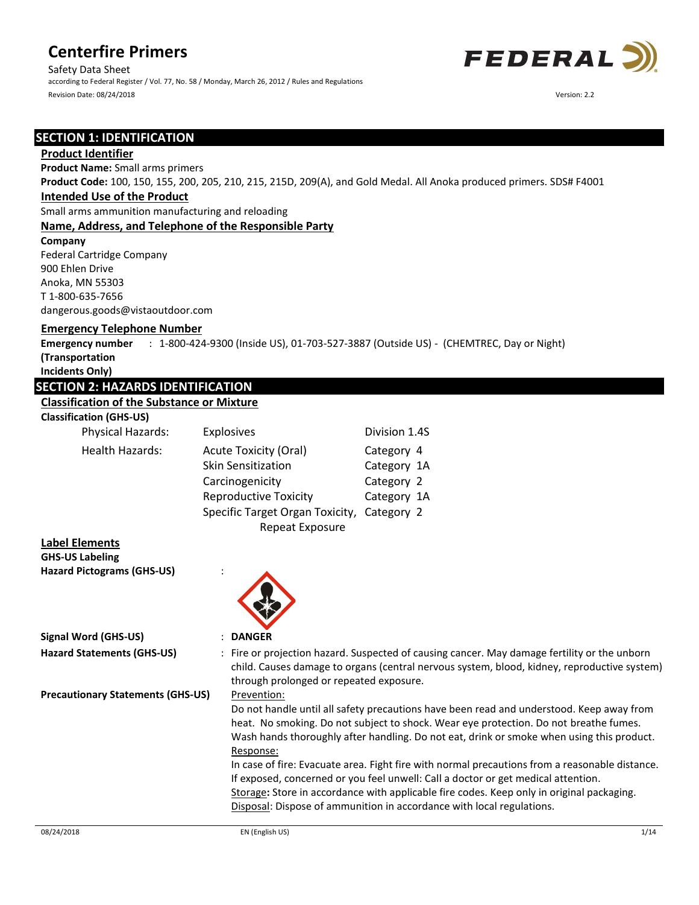# Centerfire Primers

Safety Data Sheet

according to Federal Register / Vol. 77, No. 58 / Monday, March 26, 2012 / Rules and Regulations

Revision Date: 08/24/2018

Version: 2.2

## SECTION 1: IDENTIFICATION

### Product Identifier

**Product Name:** Small arms primers

**Product Code:** 100, 150, 155, 200, 205, 210, 215, 215D, 209(A), and Gold Medal. All Anoka produced primers. SDS# F4001

### Intended Use of the Product

Small arms ammunition manufacturing and reloading

### Name, Address, and Telephone of the Responsible Party

**Company**

Federal Cartridge Company
900 Ehlen Drive
Anoka, MN 55303
T 1-800-635-7656
dangerous.goods@vistaoutdoor.com

### Emergency Telephone Number

**Emergency number (Transportation Incidents Only)** : 1-800-424-9300 (Inside US), 01-703-527-3887 (Outside US) - (CHEMTREC, Day or Night)

## SECTION 2: HAZARDS IDENTIFICATION

### Classification of the Substance or Mixture

**Classification (GHS-US)**

| | | |
|---|---|---|
| Physical Hazards: | Explosives | Division 1.4S |
| Health Hazards: | Acute Toxicity (Oral) | Category 4 |
| | Skin Sensitization | Category 1A |
| | Carcinogenicity | Category 2 |
| | Reproductive Toxicity | Category 1A |
| | Specific Target Organ Toxicity, Repeat Exposure | Category 2 |

### Label Elements

**GHS-US Labeling**

**Hazard Pictograms (GHS-US)** :

**Signal Word (GHS-US)** : **DANGER**

**Hazard Statements (GHS-US)** : Fire or projection hazard. Suspected of causing cancer. May damage fertility or the unborn child. Causes damage to organs (central nervous system, blood, kidney, reproductive system) through prolonged or repeated exposure.

**Precautionary Statements (GHS-US)**

Prevention:
Do not handle until all safety precautions have been read and understood. Keep away from heat. No smoking. Do not subject to shock. Wear eye protection. Do not breathe fumes. Wash hands thoroughly after handling. Do not eat, drink or smoke when using this product.

Response:
In case of fire: Evacuate area. Fight fire with normal precautions from a reasonable distance. If exposed, concerned or you feel unwell: Call a doctor or get medical attention.

Storage**:** Store in accordance with applicable fire codes. Keep only in original packaging.

Disposal: Dispose of ammunition in accordance with local regulations.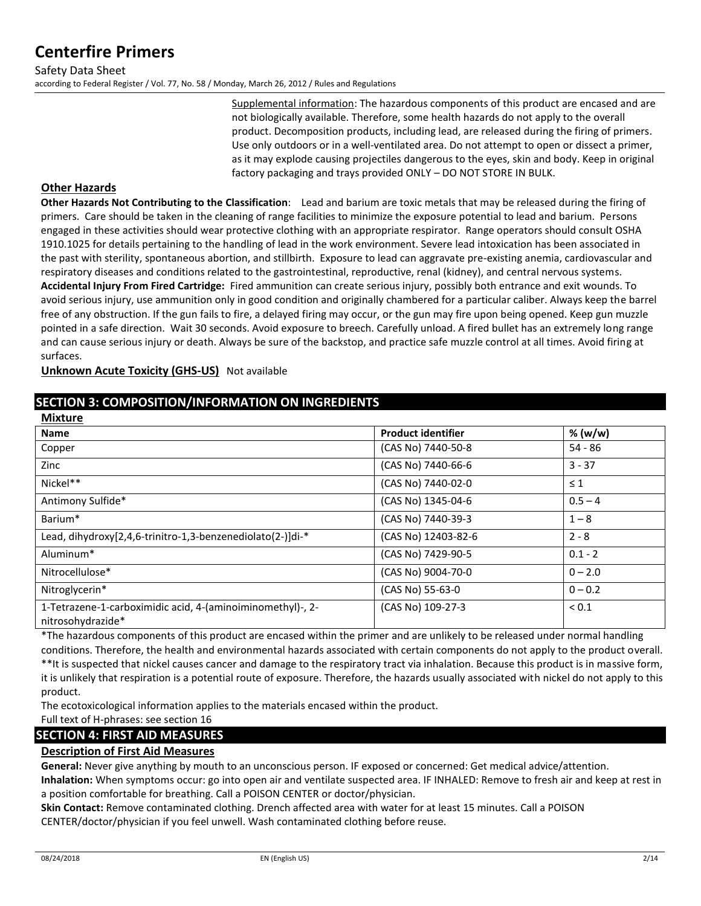Supplemental information: The hazardous components of this product are encased and are not biologically available. Therefore, some health hazards do not apply to the overall product. Decomposition products, including lead, are released during the firing of primers. Use only outdoors or in a well-ventilated area. Do not attempt to open or dissect a primer, as it may explode causing projectiles dangerous to the eyes, skin and body. Keep in original factory packaging and trays provided ONLY – DO NOT STORE IN BULK.

### Other Hazards

**Other Hazards Not Contributing to the Classification**: Lead and barium are toxic metals that may be released during the firing of primers. Care should be taken in the cleaning of range facilities to minimize the exposure potential to lead and barium. Persons engaged in these activities should wear protective clothing with an appropriate respirator. Range operators should consult OSHA 1910.1025 for details pertaining to the handling of lead in the work environment. Severe lead intoxication has been associated in the past with sterility, spontaneous abortion, and stillbirth. Exposure to lead can aggravate pre-existing anemia, cardiovascular and respiratory diseases and conditions related to the gastrointestinal, reproductive, renal (kidney), and central nervous systems.

**Accidental Injury From Fired Cartridge:** Fired ammunition can create serious injury, possibly both entrance and exit wounds. To avoid serious injury, use ammunition only in good condition and originally chambered for a particular caliber. Always keep the barrel free of any obstruction. If the gun fails to fire, a delayed firing may occur, or the gun may fire upon being opened. Keep gun muzzle pointed in a safe direction. Wait 30 seconds. Avoid exposure to breech. Carefully unload. A fired bullet has an extremely long range and can cause serious injury or death. Always be sure of the backstop, and practice safe muzzle control at all times. Avoid firing at surfaces.

**Unknown Acute Toxicity (GHS-US)** Not available

## SECTION 3: COMPOSITION/INFORMATION ON INGREDIENTS

### Mixture

| Name | Product identifier | % (w/w) |
|---|---|---|
| Copper | (CAS No) 7440-50-8 | 54 - 86 |
| Zinc | (CAS No) 7440-66-6 | 3 - 37 |
| Nickel** | (CAS No) 7440-02-0 | ≤ 1 |
| Antimony Sulfide* | (CAS No) 1345-04-6 | 0.5 – 4 |
| Barium* | (CAS No) 7440-39-3 | 1 – 8 |
| Lead, dihydroxy[2,4,6-trinitro-1,3-benzenediolato(2-)]di-* | (CAS No) 12403-82-6 | 2 - 8 |
| Aluminum* | (CAS No) 7429-90-5 | 0.1 - 2 |
| Nitrocellulose* | (CAS No) 9004-70-0 | 0 – 2.0 |
| Nitroglycerin* | (CAS No) 55-63-0 | 0 – 0.2 |
| 1-Tetrazene-1-carboximidic acid, 4-(aminoiminomethyl)-, 2-nitrosohydrazide* | (CAS No) 109-27-3 | < 0.1 |

*The hazardous components of this product are encased within the primer and are unlikely to be released under normal handling conditions. Therefore, the health and environmental hazards associated with certain components do not apply to the product overall.

**It is suspected that nickel causes cancer and damage to the respiratory tract via inhalation. Because this product is in massive form, it is unlikely that respiration is a potential route of exposure. Therefore, the hazards usually associated with nickel do not apply to this product.

The ecotoxicological information applies to the materials encased within the product.

Full text of H-phrases: see section 16

## SECTION 4: FIRST AID MEASURES

### Description of First Aid Measures

**General:** Never give anything by mouth to an unconscious person. IF exposed or concerned: Get medical advice/attention.

**Inhalation:** When symptoms occur: go into open air and ventilate suspected area. IF INHALED: Remove to fresh air and keep at rest in a position comfortable for breathing. Call a POISON CENTER or doctor/physician.

**Skin Contact:** Remove contaminated clothing. Drench affected area with water for at least 15 minutes. Call a POISON CENTER/doctor/physician if you feel unwell. Wash contaminated clothing before reuse.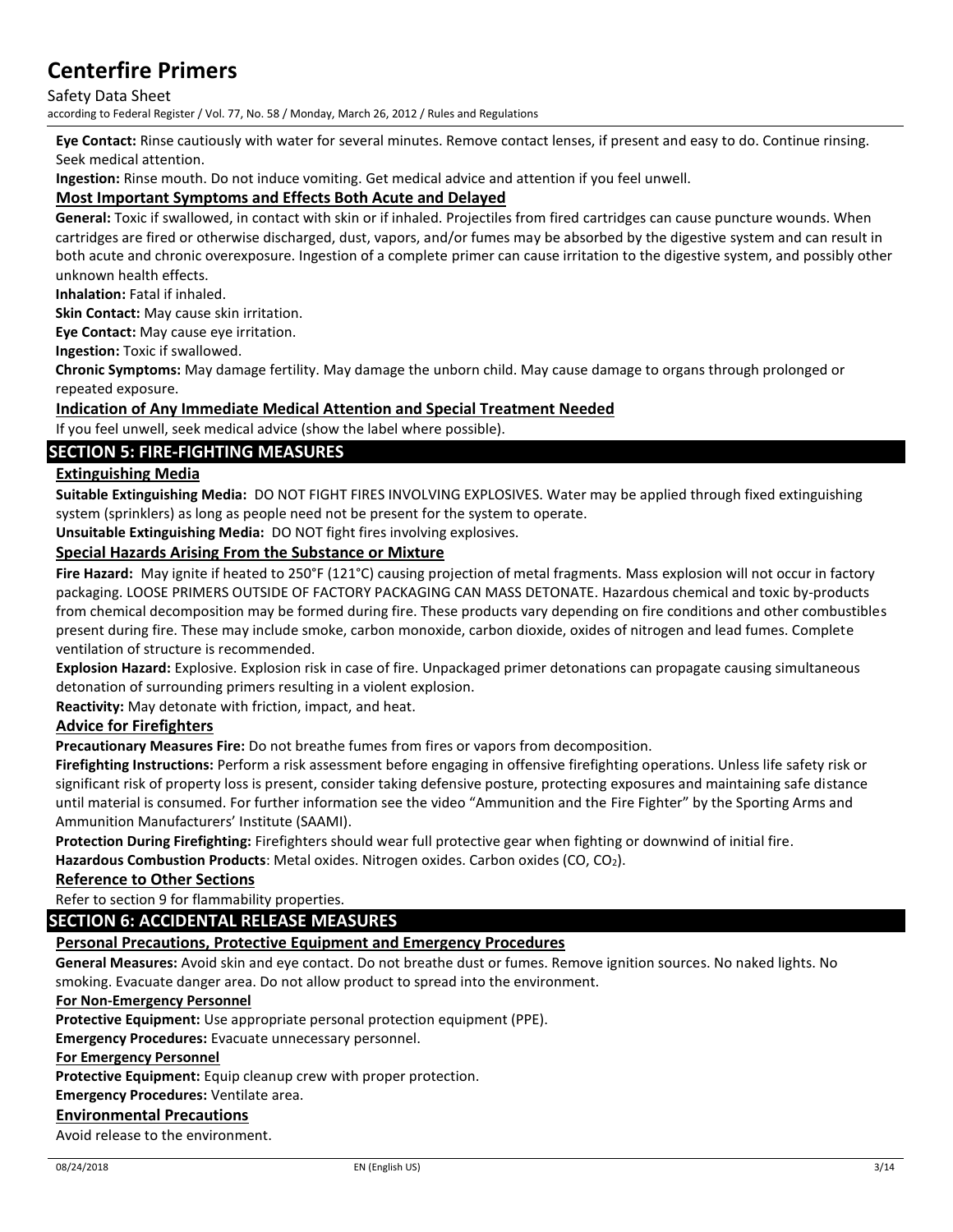**Eye Contact:** Rinse cautiously with water for several minutes. Remove contact lenses, if present and easy to do. Continue rinsing. Seek medical attention.

**Ingestion:** Rinse mouth. Do not induce vomiting. Get medical advice and attention if you feel unwell.

### Most Important Symptoms and Effects Both Acute and Delayed

**General:** Toxic if swallowed, in contact with skin or if inhaled. Projectiles from fired cartridges can cause puncture wounds. When cartridges are fired or otherwise discharged, dust, vapors, and/or fumes may be absorbed by the digestive system and can result in both acute and chronic overexposure. Ingestion of a complete primer can cause irritation to the digestive system, and possibly other unknown health effects.

**Inhalation:** Fatal if inhaled.

**Skin Contact:** May cause skin irritation.

**Eye Contact:** May cause eye irritation.

**Ingestion:** Toxic if swallowed.

**Chronic Symptoms:** May damage fertility. May damage the unborn child. May cause damage to organs through prolonged or repeated exposure.

### Indication of Any Immediate Medical Attention and Special Treatment Needed

If you feel unwell, seek medical advice (show the label where possible).

## SECTION 5: FIRE-FIGHTING MEASURES

### Extinguishing Media

**Suitable Extinguishing Media:** DO NOT FIGHT FIRES INVOLVING EXPLOSIVES. Water may be applied through fixed extinguishing system (sprinklers) as long as people need not be present for the system to operate.

**Unsuitable Extinguishing Media:** DO NOT fight fires involving explosives.

### Special Hazards Arising From the Substance or Mixture

**Fire Hazard:** May ignite if heated to 250°F (121°C) causing projection of metal fragments. Mass explosion will not occur in factory packaging. LOOSE PRIMERS OUTSIDE OF FACTORY PACKAGING CAN MASS DETONATE. Hazardous chemical and toxic by-products from chemical decomposition may be formed during fire. These products vary depending on fire conditions and other combustibles present during fire. These may include smoke, carbon monoxide, carbon dioxide, oxides of nitrogen and lead fumes. Complete ventilation of structure is recommended.

**Explosion Hazard:** Explosive. Explosion risk in case of fire. Unpackaged primer detonations can propagate causing simultaneous detonation of surrounding primers resulting in a violent explosion.

**Reactivity:** May detonate with friction, impact, and heat.

### Advice for Firefighters

**Precautionary Measures Fire:** Do not breathe fumes from fires or vapors from decomposition.

**Firefighting Instructions:** Perform a risk assessment before engaging in offensive firefighting operations. Unless life safety risk or significant risk of property loss is present, consider taking defensive posture, protecting exposures and maintaining safe distance until material is consumed. For further information see the video "Ammunition and the Fire Fighter" by the Sporting Arms and Ammunition Manufacturers' Institute (SAAMI).

**Protection During Firefighting:** Firefighters should wear full protective gear when fighting or downwind of initial fire.

**Hazardous Combustion Products**: Metal oxides. Nitrogen oxides. Carbon oxides (CO, $CO_2$).

### Reference to Other Sections

Refer to section 9 for flammability properties.

## SECTION 6: ACCIDENTAL RELEASE MEASURES

### Personal Precautions, Protective Equipment and Emergency Procedures

**General Measures:** Avoid skin and eye contact. Do not breathe dust or fumes. Remove ignition sources. No naked lights. No smoking. Evacuate danger area. Do not allow product to spread into the environment.

#### For Non-Emergency Personnel

**Protective Equipment:** Use appropriate personal protection equipment (PPE).

**Emergency Procedures:** Evacuate unnecessary personnel.

#### For Emergency Personnel

**Protective Equipment:** Equip cleanup crew with proper protection.

**Emergency Procedures:** Ventilate area.

### Environmental Precautions

Avoid release to the environment.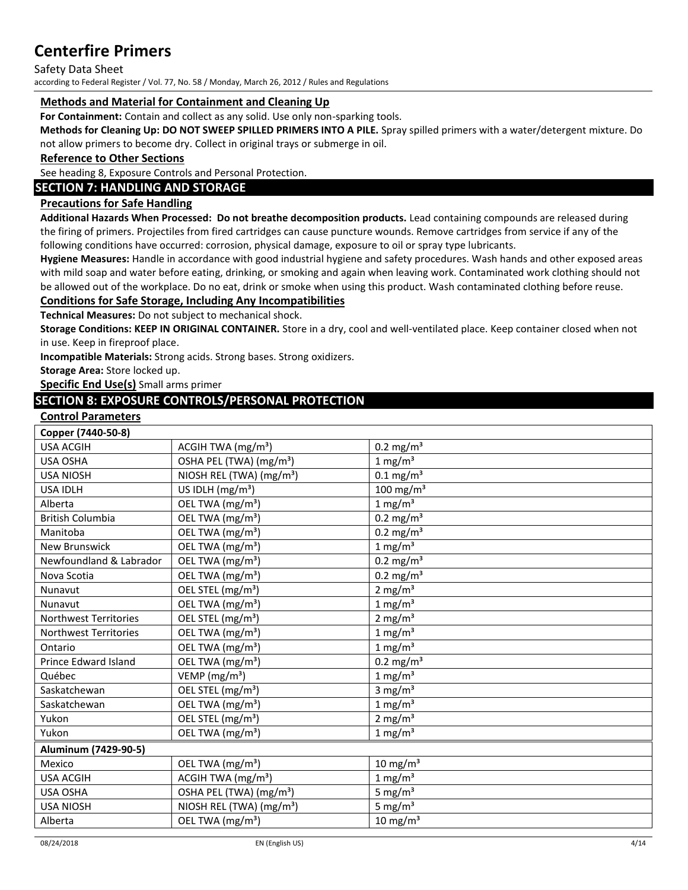### Methods and Material for Containment and Cleaning Up

**For Containment:** Contain and collect as any solid. Use only non-sparking tools.

**Methods for Cleaning Up: DO NOT SWEEP SPILLED PRIMERS INTO A PILE.** Spray spilled primers with a water/detergent mixture. Do not allow primers to become dry. Collect in original trays or submerge in oil.

### Reference to Other Sections

See heading 8, Exposure Controls and Personal Protection.

## SECTION 7: HANDLING AND STORAGE

### Precautions for Safe Handling

**Additional Hazards When Processed: Do not breathe decomposition products.** Lead containing compounds are released during the firing of primers. Projectiles from fired cartridges can cause puncture wounds. Remove cartridges from service if any of the following conditions have occurred: corrosion, physical damage, exposure to oil or spray type lubricants.

**Hygiene Measures:** Handle in accordance with good industrial hygiene and safety procedures. Wash hands and other exposed areas with mild soap and water before eating, drinking, or smoking and again when leaving work. Contaminated work clothing should not be allowed out of the workplace. Do no eat, drink or smoke when using this product. Wash contaminated clothing before reuse.

### Conditions for Safe Storage, Including Any Incompatibilities

**Technical Measures:** Do not subject to mechanical shock.

**Storage Conditions: KEEP IN ORIGINAL CONTAINER.** Store in a dry, cool and well-ventilated place. Keep container closed when not in use. Keep in fireproof place.

**Incompatible Materials:** Strong acids. Strong bases. Strong oxidizers.

**Storage Area:** Store locked up.

**Specific End Use(s)** Small arms primer

## SECTION 8: EXPOSURE CONTROLS/PERSONAL PROTECTION

### Control Parameters

| **Copper (7440-50-8)** | | |
|---|---|---|
| USA ACGIH | ACGIH TWA (mg/m³) | 0.2 mg/m³ |
| USA OSHA | OSHA PEL (TWA) (mg/m³) | 1 mg/m³ |
| USA NIOSH | NIOSH REL (TWA) (mg/m³) | 0.1 mg/m³ |
| USA IDLH | US IDLH (mg/m³) | 100 mg/m³ |
| Alberta | OEL TWA (mg/m³) | 1 mg/m³ |
| British Columbia | OEL TWA (mg/m³) | 0.2 mg/m³ |
| Manitoba | OEL TWA (mg/m³) | 0.2 mg/m³ |
| New Brunswick | OEL TWA (mg/m³) | 1 mg/m³ |
| Newfoundland & Labrador | OEL TWA (mg/m³) | 0.2 mg/m³ |
| Nova Scotia | OEL TWA (mg/m³) | 0.2 mg/m³ |
| Nunavut | OEL STEL (mg/m³) | 2 mg/m³ |
| Nunavut | OEL TWA (mg/m³) | 1 mg/m³ |
| Northwest Territories | OEL STEL (mg/m³) | 2 mg/m³ |
| Northwest Territories | OEL TWA (mg/m³) | 1 mg/m³ |
| Ontario | OEL TWA (mg/m³) | 1 mg/m³ |
| Prince Edward Island | OEL TWA (mg/m³) | 0.2 mg/m³ |
| Québec | VEMP (mg/m³) | 1 mg/m³ |
| Saskatchewan | OEL STEL (mg/m³) | 3 mg/m³ |
| Saskatchewan | OEL TWA (mg/m³) | 1 mg/m³ |
| Yukon | OEL STEL (mg/m³) | 2 mg/m³ |
| Yukon | OEL TWA (mg/m³) | 1 mg/m³ |
| **Aluminum (7429-90-5)** | | |
| Mexico | OEL TWA (mg/m³) | 10 mg/m³ |
| USA ACGIH | ACGIH TWA (mg/m³) | 1 mg/m³ |
| USA OSHA | OSHA PEL (TWA) (mg/m³) | 5 mg/m³ |
| USA NIOSH | NIOSH REL (TWA) (mg/m³) | 5 mg/m³ |
| Alberta | OEL TWA (mg/m³) | 10 mg/m³ |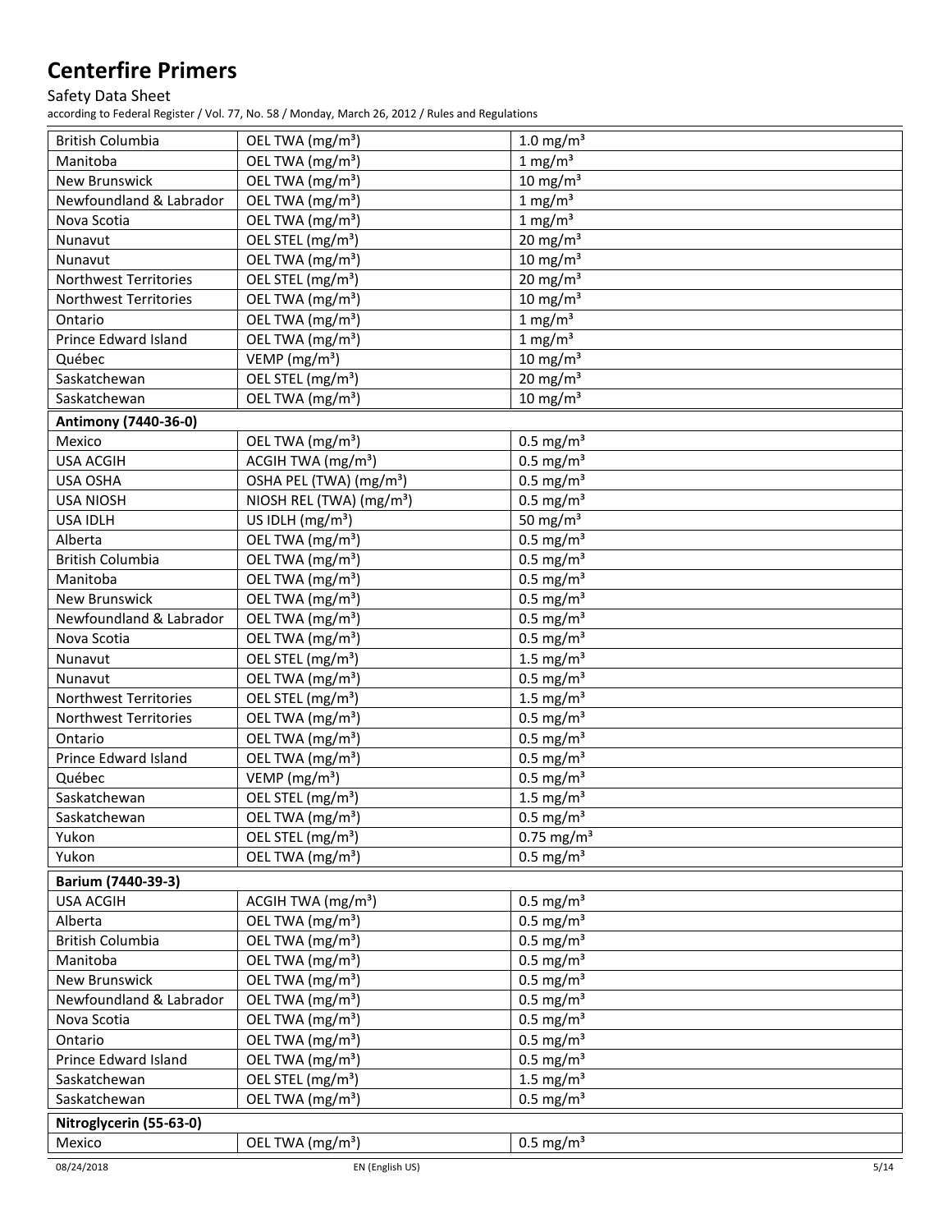| | | |
|---|---|---|
| British Columbia | OEL TWA (mg/m³) | 1.0 mg/m³ |
| Manitoba | OEL TWA (mg/m³) | 1 mg/m³ |
| New Brunswick | OEL TWA (mg/m³) | 10 mg/m³ |
| Newfoundland & Labrador | OEL TWA (mg/m³) | 1 mg/m³ |
| Nova Scotia | OEL TWA (mg/m³) | 1 mg/m³ |
| Nunavut | OEL STEL (mg/m³) | 20 mg/m³ |
| Nunavut | OEL TWA (mg/m³) | 10 mg/m³ |
| Northwest Territories | OEL STEL (mg/m³) | 20 mg/m³ |
| Northwest Territories | OEL TWA (mg/m³) | 10 mg/m³ |
| Ontario | OEL TWA (mg/m³) | 1 mg/m³ |
| Prince Edward Island | OEL TWA (mg/m³) | 1 mg/m³ |
| Québec | VEMP (mg/m³) | 10 mg/m³ |
| Saskatchewan | OEL STEL (mg/m³) | 20 mg/m³ |
| Saskatchewan | OEL TWA (mg/m³) | 10 mg/m³ |
| **Antimony (7440-36-0)** | | |
| Mexico | OEL TWA (mg/m³) | 0.5 mg/m³ |
| USA ACGIH | ACGIH TWA (mg/m³) | 0.5 mg/m³ |
| USA OSHA | OSHA PEL (TWA) (mg/m³) | 0.5 mg/m³ |
| USA NIOSH | NIOSH REL (TWA) (mg/m³) | 0.5 mg/m³ |
| USA IDLH | US IDLH (mg/m³) | 50 mg/m³ |
| Alberta | OEL TWA (mg/m³) | 0.5 mg/m³ |
| British Columbia | OEL TWA (mg/m³) | 0.5 mg/m³ |
| Manitoba | OEL TWA (mg/m³) | 0.5 mg/m³ |
| New Brunswick | OEL TWA (mg/m³) | 0.5 mg/m³ |
| Newfoundland & Labrador | OEL TWA (mg/m³) | 0.5 mg/m³ |
| Nova Scotia | OEL TWA (mg/m³) | 0.5 mg/m³ |
| Nunavut | OEL STEL (mg/m³) | 1.5 mg/m³ |
| Nunavut | OEL TWA (mg/m³) | 0.5 mg/m³ |
| Northwest Territories | OEL STEL (mg/m³) | 1.5 mg/m³ |
| Northwest Territories | OEL TWA (mg/m³) | 0.5 mg/m³ |
| Ontario | OEL TWA (mg/m³) | 0.5 mg/m³ |
| Prince Edward Island | OEL TWA (mg/m³) | 0.5 mg/m³ |
| Québec | VEMP (mg/m³) | 0.5 mg/m³ |
| Saskatchewan | OEL STEL (mg/m³) | 1.5 mg/m³ |
| Saskatchewan | OEL TWA (mg/m³) | 0.5 mg/m³ |
| Yukon | OEL STEL (mg/m³) | 0.75 mg/m³ |
| Yukon | OEL TWA (mg/m³) | 0.5 mg/m³ |
| **Barium (7440-39-3)** | | |
| USA ACGIH | ACGIH TWA (mg/m³) | 0.5 mg/m³ |
| Alberta | OEL TWA (mg/m³) | 0.5 mg/m³ |
| British Columbia | OEL TWA (mg/m³) | 0.5 mg/m³ |
| Manitoba | OEL TWA (mg/m³) | 0.5 mg/m³ |
| New Brunswick | OEL TWA (mg/m³) | 0.5 mg/m³ |
| Newfoundland & Labrador | OEL TWA (mg/m³) | 0.5 mg/m³ |
| Nova Scotia | OEL TWA (mg/m³) | 0.5 mg/m³ |
| Ontario | OEL TWA (mg/m³) | 0.5 mg/m³ |
| Prince Edward Island | OEL TWA (mg/m³) | 0.5 mg/m³ |
| Saskatchewan | OEL STEL (mg/m³) | 1.5 mg/m³ |
| Saskatchewan | OEL TWA (mg/m³) | 0.5 mg/m³ |
| **Nitroglycerin (55-63-0)** | | |
| Mexico | OEL TWA (mg/m³) | 0.5 mg/m³ |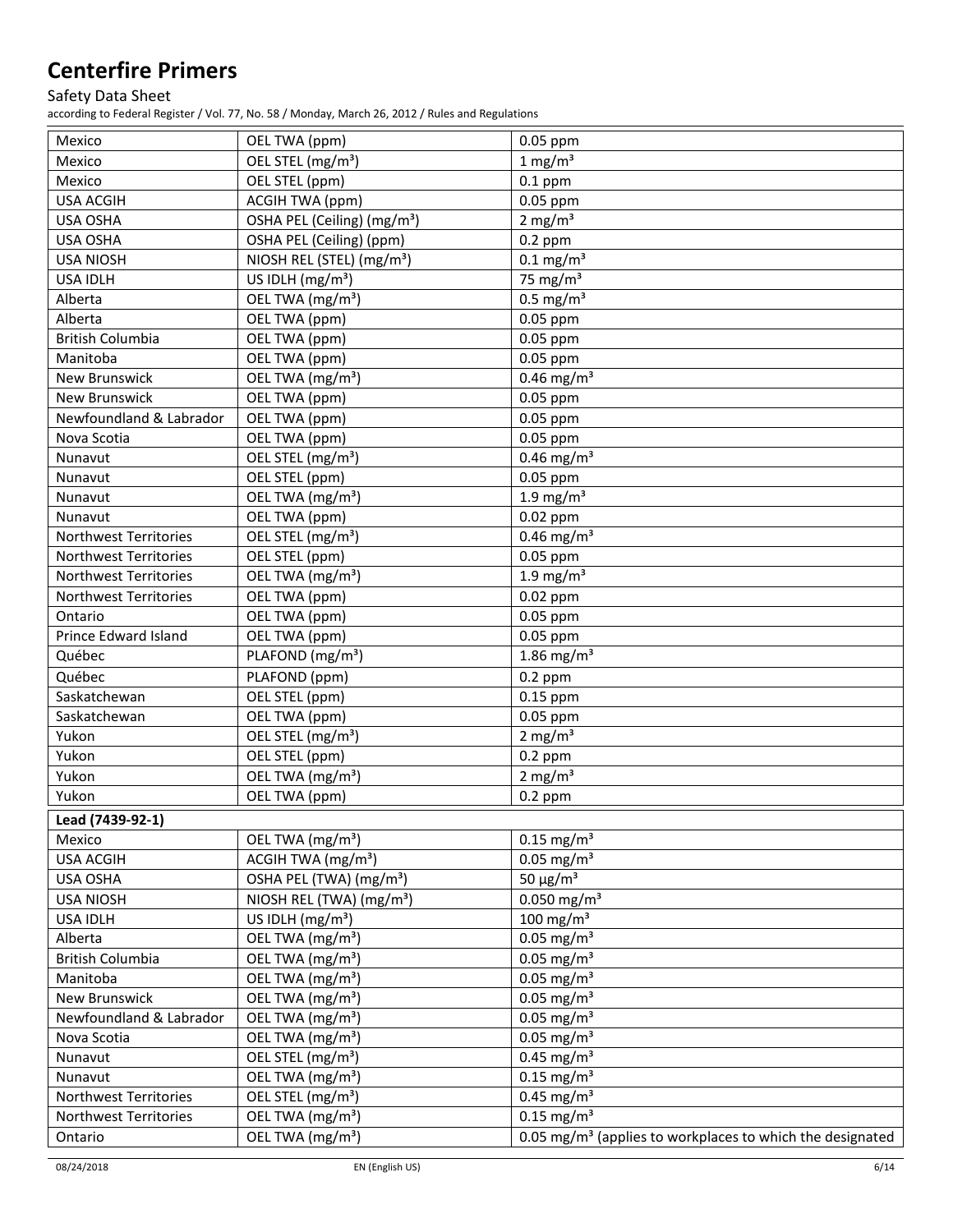| | | |
|---|---|---|
| Mexico | OEL TWA (ppm) | 0.05 ppm |
| Mexico | OEL STEL (mg/m³) | 1 mg/m³ |
| Mexico | OEL STEL (ppm) | 0.1 ppm |
| USA ACGIH | ACGIH TWA (ppm) | 0.05 ppm |
| USA OSHA | OSHA PEL (Ceiling) (mg/m³) | 2 mg/m³ |
| USA OSHA | OSHA PEL (Ceiling) (ppm) | 0.2 ppm |
| USA NIOSH | NIOSH REL (STEL) (mg/m³) | 0.1 mg/m³ |
| USA IDLH | US IDLH (mg/m³) | 75 mg/m³ |
| Alberta | OEL TWA (mg/m³) | 0.5 mg/m³ |
| Alberta | OEL TWA (ppm) | 0.05 ppm |
| British Columbia | OEL TWA (ppm) | 0.05 ppm |
| Manitoba | OEL TWA (ppm) | 0.05 ppm |
| New Brunswick | OEL TWA (mg/m³) | 0.46 mg/m³ |
| New Brunswick | OEL TWA (ppm) | 0.05 ppm |
| Newfoundland & Labrador | OEL TWA (ppm) | 0.05 ppm |
| Nova Scotia | OEL TWA (ppm) | 0.05 ppm |
| Nunavut | OEL STEL (mg/m³) | 0.46 mg/m³ |
| Nunavut | OEL STEL (ppm) | 0.05 ppm |
| Nunavut | OEL TWA (mg/m³) | 1.9 mg/m³ |
| Nunavut | OEL TWA (ppm) | 0.02 ppm |
| Northwest Territories | OEL STEL (mg/m³) | 0.46 mg/m³ |
| Northwest Territories | OEL STEL (ppm) | 0.05 ppm |
| Northwest Territories | OEL TWA (mg/m³) | 1.9 mg/m³ |
| Northwest Territories | OEL TWA (ppm) | 0.02 ppm |
| Ontario | OEL TWA (ppm) | 0.05 ppm |
| Prince Edward Island | OEL TWA (ppm) | 0.05 ppm |
| Québec | PLAFOND (mg/m³) | 1.86 mg/m³ |
| Québec | PLAFOND (ppm) | 0.2 ppm |
| Saskatchewan | OEL STEL (ppm) | 0.15 ppm |
| Saskatchewan | OEL TWA (ppm) | 0.05 ppm |
| Yukon | OEL STEL (mg/m³) | 2 mg/m³ |
| Yukon | OEL STEL (ppm) | 0.2 ppm |
| Yukon | OEL TWA (mg/m³) | 2 mg/m³ |
| Yukon | OEL TWA (ppm) | 0.2 ppm |

| **Lead (7439-92-1)** | | |
|---|---|---|
| Mexico | OEL TWA (mg/m³) | 0.15 mg/m³ |
| USA ACGIH | ACGIH TWA (mg/m³) | 0.05 mg/m³ |
| USA OSHA | OSHA PEL (TWA) (mg/m³) | 50 µg/m³ |
| USA NIOSH | NIOSH REL (TWA) (mg/m³) | 0.050 mg/m³ |
| USA IDLH | US IDLH (mg/m³) | 100 mg/m³ |
| Alberta | OEL TWA (mg/m³) | 0.05 mg/m³ |
| British Columbia | OEL TWA (mg/m³) | 0.05 mg/m³ |
| Manitoba | OEL TWA (mg/m³) | 0.05 mg/m³ |
| New Brunswick | OEL TWA (mg/m³) | 0.05 mg/m³ |
| Newfoundland & Labrador | OEL TWA (mg/m³) | 0.05 mg/m³ |
| Nova Scotia | OEL TWA (mg/m³) | 0.05 mg/m³ |
| Nunavut | OEL STEL (mg/m³) | 0.45 mg/m³ |
| Nunavut | OEL TWA (mg/m³) | 0.15 mg/m³ |
| Northwest Territories | OEL STEL (mg/m³) | 0.45 mg/m³ |
| Northwest Territories | OEL TWA (mg/m³) | 0.15 mg/m³ |
| Ontario | OEL TWA (mg/m³) | 0.05 mg/m³ (applies to workplaces to which the designated |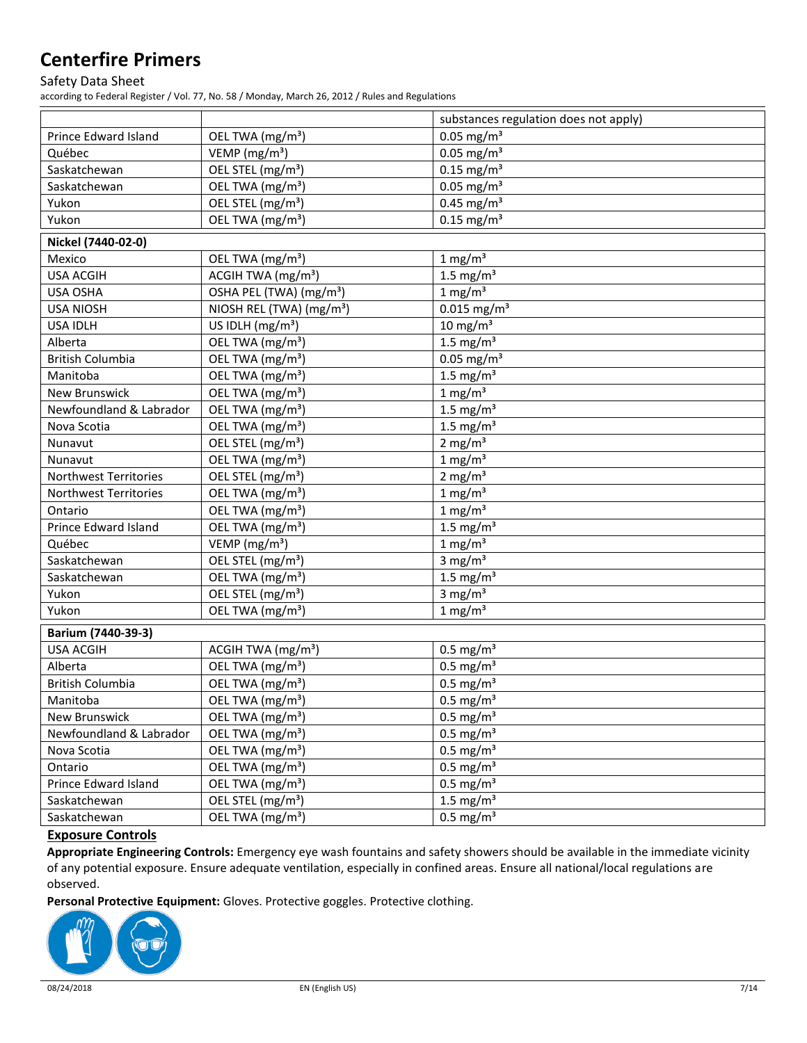| | | substances regulation does not apply) |
|---|---|---|
| Prince Edward Island | OEL TWA (mg/m³) | 0.05 mg/m³ |
| Québec | VEMP (mg/m³) | 0.05 mg/m³ |
| Saskatchewan | OEL STEL (mg/m³) | 0.15 mg/m³ |
| Saskatchewan | OEL TWA (mg/m³) | 0.05 mg/m³ |
| Yukon | OEL STEL (mg/m³) | 0.45 mg/m³ |
| Yukon | OEL TWA (mg/m³) | 0.15 mg/m³ |

| **Nickel (7440-02-0)** | | |
|---|---|---|
| Mexico | OEL TWA (mg/m³) | 1 mg/m³ |
| USA ACGIH | ACGIH TWA (mg/m³) | 1.5 mg/m³ |
| USA OSHA | OSHA PEL (TWA) (mg/m³) | 1 mg/m³ |
| USA NIOSH | NIOSH REL (TWA) (mg/m³) | 0.015 mg/m³ |
| USA IDLH | US IDLH (mg/m³) | 10 mg/m³ |
| Alberta | OEL TWA (mg/m³) | 1.5 mg/m³ |
| British Columbia | OEL TWA (mg/m³) | 0.05 mg/m³ |
| Manitoba | OEL TWA (mg/m³) | 1.5 mg/m³ |
| New Brunswick | OEL TWA (mg/m³) | 1 mg/m³ |
| Newfoundland & Labrador | OEL TWA (mg/m³) | 1.5 mg/m³ |
| Nova Scotia | OEL TWA (mg/m³) | 1.5 mg/m³ |
| Nunavut | OEL STEL (mg/m³) | 2 mg/m³ |
| Nunavut | OEL TWA (mg/m³) | 1 mg/m³ |
| Northwest Territories | OEL STEL (mg/m³) | 2 mg/m³ |
| Northwest Territories | OEL TWA (mg/m³) | 1 mg/m³ |
| Ontario | OEL TWA (mg/m³) | 1 mg/m³ |
| Prince Edward Island | OEL TWA (mg/m³) | 1.5 mg/m³ |
| Québec | VEMP (mg/m³) | 1 mg/m³ |
| Saskatchewan | OEL STEL (mg/m³) | 3 mg/m³ |
| Saskatchewan | OEL TWA (mg/m³) | 1.5 mg/m³ |
| Yukon | OEL STEL (mg/m³) | 3 mg/m³ |
| Yukon | OEL TWA (mg/m³) | 1 mg/m³ |

| **Barium (7440-39-3)** | | |
|---|---|---|
| USA ACGIH | ACGIH TWA (mg/m³) | 0.5 mg/m³ |
| Alberta | OEL TWA (mg/m³) | 0.5 mg/m³ |
| British Columbia | OEL TWA (mg/m³) | 0.5 mg/m³ |
| Manitoba | OEL TWA (mg/m³) | 0.5 mg/m³ |
| New Brunswick | OEL TWA (mg/m³) | 0.5 mg/m³ |
| Newfoundland & Labrador | OEL TWA (mg/m³) | 0.5 mg/m³ |
| Nova Scotia | OEL TWA (mg/m³) | 0.5 mg/m³ |
| Ontario | OEL TWA (mg/m³) | 0.5 mg/m³ |
| Prince Edward Island | OEL TWA (mg/m³) | 0.5 mg/m³ |
| Saskatchewan | OEL STEL (mg/m³) | 1.5 mg/m³ |
| Saskatchewan | OEL TWA (mg/m³) | 0.5 mg/m³ |

**Exposure Controls**

**Appropriate Engineering Controls:** Emergency eye wash fountains and safety showers should be available in the immediate vicinity of any potential exposure. Ensure adequate ventilation, especially in confined areas. Ensure all national/local regulations are observed.

**Personal Protective Equipment:** Gloves. Protective goggles. Protective clothing.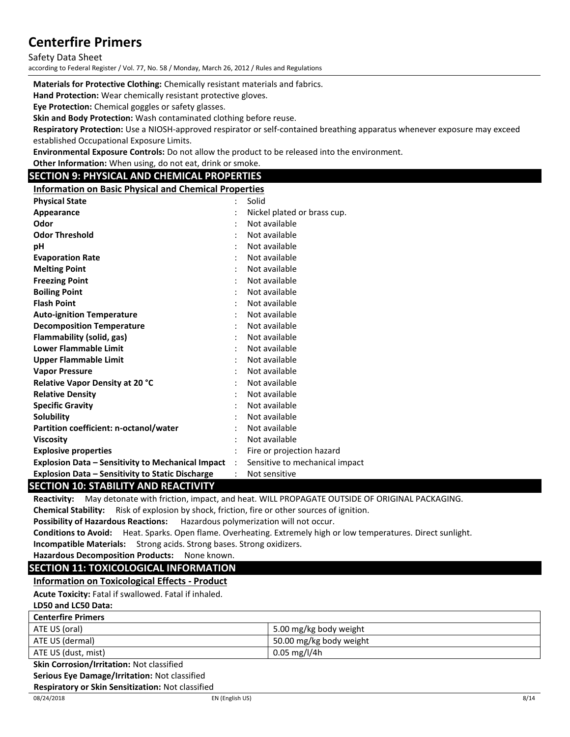**Materials for Protective Clothing:** Chemically resistant materials and fabrics.

**Hand Protection:** Wear chemically resistant protective gloves.

**Eye Protection:** Chemical goggles or safety glasses.

**Skin and Body Protection:** Wash contaminated clothing before reuse.

**Respiratory Protection:** Use a NIOSH-approved respirator or self-contained breathing apparatus whenever exposure may exceed established Occupational Exposure Limits.

**Environmental Exposure Controls:** Do not allow the product to be released into the environment.

**Other Information:** When using, do not eat, drink or smoke.

## SECTION 9: PHYSICAL AND CHEMICAL PROPERTIES

### Information on Basic Physical and Chemical Properties

| | | |
|---|---|---|
| **Physical State** | : | Solid |
| **Appearance** | : | Nickel plated or brass cup. |
| **Odor** | : | Not available |
| **Odor Threshold** | : | Not available |
| **pH** | : | Not available |
| **Evaporation Rate** | : | Not available |
| **Melting Point** | : | Not available |
| **Freezing Point** | : | Not available |
| **Boiling Point** | : | Not available |
| **Flash Point** | : | Not available |
| **Auto-ignition Temperature** | : | Not available |
| **Decomposition Temperature** | : | Not available |
| **Flammability (solid, gas)** | : | Not available |
| **Lower Flammable Limit** | : | Not available |
| **Upper Flammable Limit** | : | Not available |
| **Vapor Pressure** | : | Not available |
| **Relative Vapor Density at 20 °C** | : | Not available |
| **Relative Density** | : | Not available |
| **Specific Gravity** | : | Not available |
| **Solubility** | : | Not available |
| **Partition coefficient: n-octanol/water** | : | Not available |
| **Viscosity** | : | Not available |
| **Explosive properties** | : | Fire or projection hazard |
| **Explosion Data – Sensitivity to Mechanical Impact** | : | Sensitive to mechanical impact |
| **Explosion Data – Sensitivity to Static Discharge** | : | Not sensitive |

## SECTION 10: STABILITY AND REACTIVITY

**Reactivity:** May detonate with friction, impact, and heat. WILL PROPAGATE OUTSIDE OF ORIGINAL PACKAGING.

**Chemical Stability:** Risk of explosion by shock, friction, fire or other sources of ignition.

**Possibility of Hazardous Reactions:** Hazardous polymerization will not occur.

**Conditions to Avoid:** Heat. Sparks. Open flame. Overheating. Extremely high or low temperatures. Direct sunlight.

**Incompatible Materials:** Strong acids. Strong bases. Strong oxidizers.

**Hazardous Decomposition Products:** None known.

## SECTION 11: TOXICOLOGICAL INFORMATION

### Information on Toxicological Effects - Product

**Acute Toxicity:** Fatal if swallowed. Fatal if inhaled.

**LD50 and LC50 Data:**

| **Centerfire Primers** | |
|---|---|
| ATE US (oral) | 5.00 mg/kg body weight |
| ATE US (dermal) | 50.00 mg/kg body weight |
| ATE US (dust, mist) | 0.05 mg/l/4h |

**Skin Corrosion/Irritation:** Not classified

**Serious Eye Damage/Irritation:** Not classified

**Respiratory or Skin Sensitization:** Not classified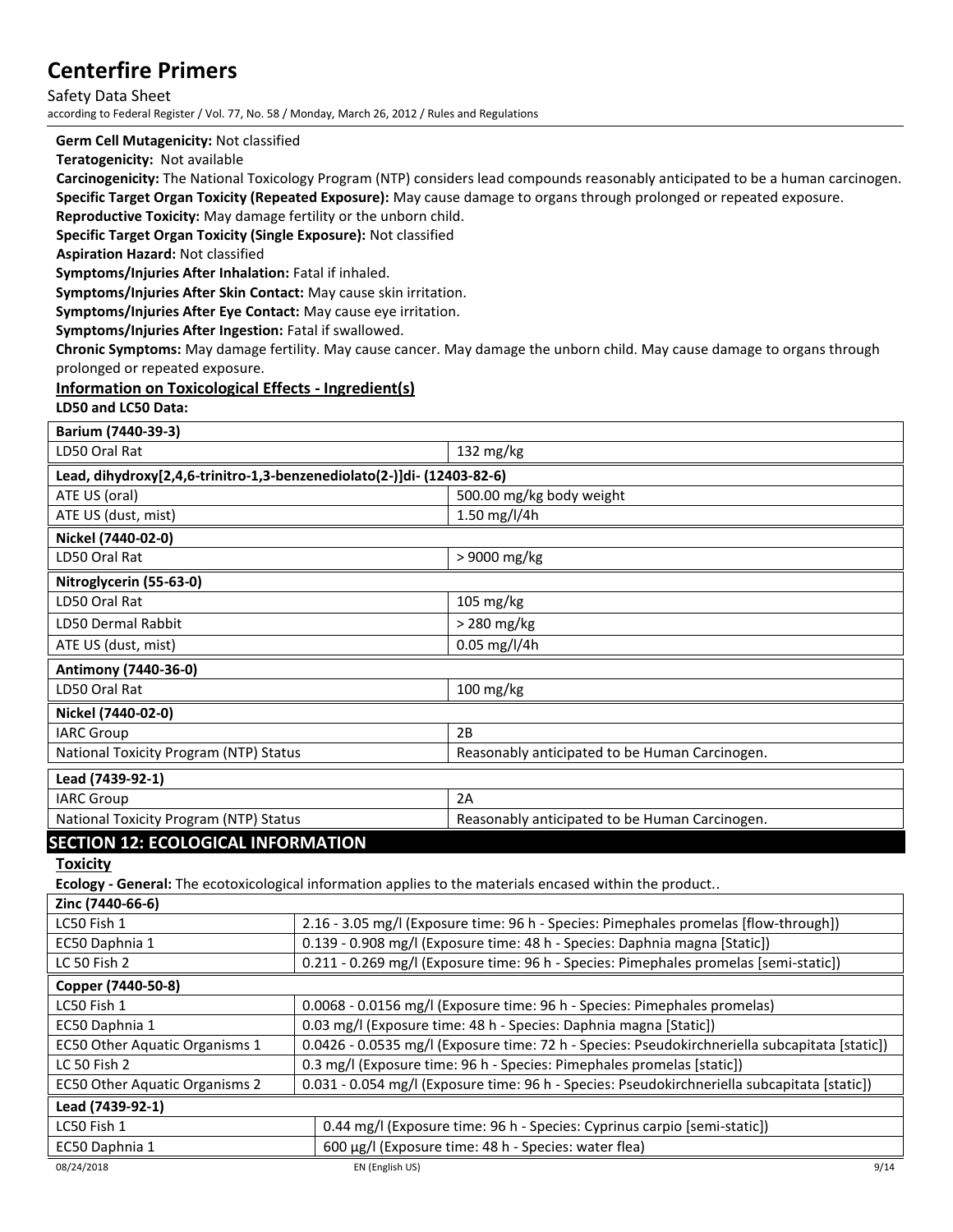**Germ Cell Mutagenicity:** Not classified

**Teratogenicity:** Not available

**Carcinogenicity:** The National Toxicology Program (NTP) considers lead compounds reasonably anticipated to be a human carcinogen.

**Specific Target Organ Toxicity (Repeated Exposure):** May cause damage to organs through prolonged or repeated exposure.

**Reproductive Toxicity:** May damage fertility or the unborn child.

**Specific Target Organ Toxicity (Single Exposure):** Not classified

**Aspiration Hazard:** Not classified

**Symptoms/Injuries After Inhalation:** Fatal if inhaled.

**Symptoms/Injuries After Skin Contact:** May cause skin irritation.

**Symptoms/Injuries After Eye Contact:** May cause eye irritation.

**Symptoms/Injuries After Ingestion:** Fatal if swallowed.

**Chronic Symptoms:** May damage fertility. May cause cancer. May damage the unborn child. May cause damage to organs through prolonged or repeated exposure.

### Information on Toxicological Effects - Ingredient(s)

**LD50 and LC50 Data:**

| **Barium (7440-39-3)** | |
|---|---|
| LD50 Oral Rat | 132 mg/kg |
| **Lead, dihydroxy[2,4,6-trinitro-1,3-benzenediolato(2-)]di- (12403-82-6)** | |
| ATE US (oral) | 500.00 mg/kg body weight |
| ATE US (dust, mist) | 1.50 mg/l/4h |
| **Nickel (7440-02-0)** | |
| LD50 Oral Rat | > 9000 mg/kg |
| **Nitroglycerin (55-63-0)** | |
| LD50 Oral Rat | 105 mg/kg |
| LD50 Dermal Rabbit | > 280 mg/kg |
| ATE US (dust, mist) | 0.05 mg/l/4h |
| **Antimony (7440-36-0)** | |
| LD50 Oral Rat | 100 mg/kg |
| **Nickel (7440-02-0)** | |
| IARC Group | 2B |
| National Toxicity Program (NTP) Status | Reasonably anticipated to be Human Carcinogen. |
| **Lead (7439-92-1)** | |
| IARC Group | 2A |
| National Toxicity Program (NTP) Status | Reasonably anticipated to be Human Carcinogen. |

## SECTION 12: ECOLOGICAL INFORMATION

### Toxicity

**Ecology - General:** The ecotoxicological information applies to the materials encased within the product..

| **Zinc (7440-66-6)** | |
|---|---|
| LC50 Fish 1 | 2.16 - 3.05 mg/l (Exposure time: 96 h - Species: Pimephales promelas [flow-through]) |
| EC50 Daphnia 1 | 0.139 - 0.908 mg/l (Exposure time: 48 h - Species: Daphnia magna [Static]) |
| LC 50 Fish 2 | 0.211 - 0.269 mg/l (Exposure time: 96 h - Species: Pimephales promelas [semi-static]) |
| **Copper (7440-50-8)** | |
| LC50 Fish 1 | 0.0068 - 0.0156 mg/l (Exposure time: 96 h - Species: Pimephales promelas) |
| EC50 Daphnia 1 | 0.03 mg/l (Exposure time: 48 h - Species: Daphnia magna [Static]) |
| EC50 Other Aquatic Organisms 1 | 0.0426 - 0.0535 mg/l (Exposure time: 72 h - Species: Pseudokirchneriella subcapitata [static]) |
| LC 50 Fish 2 | 0.3 mg/l (Exposure time: 96 h - Species: Pimephales promelas [static]) |
| EC50 Other Aquatic Organisms 2 | 0.031 - 0.054 mg/l (Exposure time: 96 h - Species: Pseudokirchneriella subcapitata [static]) |
| **Lead (7439-92-1)** | |
| LC50 Fish 1 | 0.44 mg/l (Exposure time: 96 h - Species: Cyprinus carpio [semi-static]) |
| EC50 Daphnia 1 | 600 µg/l (Exposure time: 48 h - Species: water flea) |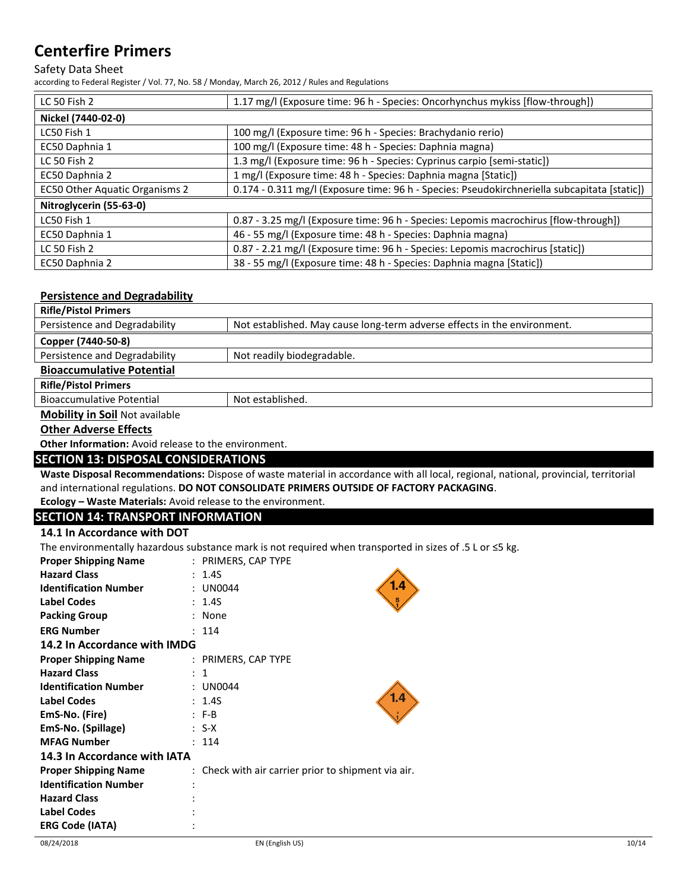| LC 50 Fish 2 | 1.17 mg/l (Exposure time: 96 h - Species: Oncorhynchus mykiss [flow-through]) |
|---|---|
| **Nickel (7440-02-0)** | |
| LC50 Fish 1 | 100 mg/l (Exposure time: 96 h - Species: Brachydanio rerio) |
| EC50 Daphnia 1 | 100 mg/l (Exposure time: 48 h - Species: Daphnia magna) |
| LC 50 Fish 2 | 1.3 mg/l (Exposure time: 96 h - Species: Cyprinus carpio [semi-static]) |
| EC50 Daphnia 2 | 1 mg/l (Exposure time: 48 h - Species: Daphnia magna [Static]) |
| EC50 Other Aquatic Organisms 2 | 0.174 - 0.311 mg/l (Exposure time: 96 h - Species: Pseudokirchneriella subcapitata [static]) |
| **Nitroglycerin (55-63-0)** | |
| LC50 Fish 1 | 0.87 - 3.25 mg/l (Exposure time: 96 h - Species: Lepomis macrochirus [flow-through]) |
| EC50 Daphnia 1 | 46 - 55 mg/l (Exposure time: 48 h - Species: Daphnia magna) |
| LC 50 Fish 2 | 0.87 - 2.21 mg/l (Exposure time: 96 h - Species: Lepomis macrochirus [static]) |
| EC50 Daphnia 2 | 38 - 55 mg/l (Exposure time: 48 h - Species: Daphnia magna [Static]) |

### Persistence and Degradability

| **Rifle/Pistol Primers** | |
|---|---|
| Persistence and Degradability | Not established. May cause long-term adverse effects in the environment. |
| **Copper (7440-50-8)** | |
| Persistence and Degradability | Not readily biodegradable. |

### Bioaccumulative Potential

| **Rifle/Pistol Primers** | |
|---|---|
| Bioaccumulative Potential | Not established. |

**Mobility in Soil** Not available

### Other Adverse Effects

**Other Information:** Avoid release to the environment.

## SECTION 13: DISPOSAL CONSIDERATIONS

**Waste Disposal Recommendations:** Dispose of waste material in accordance with all local, regional, national, provincial, territorial and international regulations. **DO NOT CONSOLIDATE PRIMERS OUTSIDE OF FACTORY PACKAGING**.

**Ecology – Waste Materials:** Avoid release to the environment.

## SECTION 14: TRANSPORT INFORMATION

### 14.1 In Accordance with DOT

The environmentally hazardous substance mark is not required when transported in sizes of .5 L or ≤5 kg.

**Proper Shipping Name** : PRIMERS, CAP TYPE
**Hazard Class** : 1.4S
**Identification Number** : UN0044
**Label Codes** : 1.4S
**Packing Group** : None
**ERG Number** : 114

### 14.2 In Accordance with IMDG

**Proper Shipping Name** : PRIMERS, CAP TYPE
**Hazard Class** : 1
**Identification Number** : UN0044
**Label Codes** : 1.4S
**EmS-No. (Fire)** : F-B
**EmS-No. (Spillage)** : S-X
**MFAG Number** : 114

### 14.3 In Accordance with IATA

**Proper Shipping Name** : Check with air carrier prior to shipment via air.
**Identification Number** :
**Hazard Class** :
**Label Codes** :
**ERG Code (IATA)** :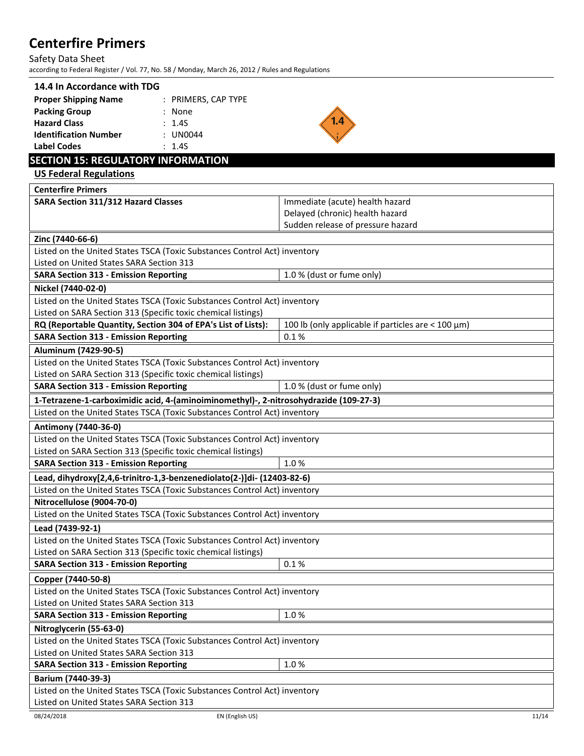### 14.4 In Accordance with TDG

**Proper Shipping Name** : PRIMERS, CAP TYPE
**Packing Group** : None
**Hazard Class** : 1.4S
**Identification Number** : UN0044
**Label Codes** : 1.4S

## SECTION 15: REGULATORY INFORMATION

### US Federal Regulations

| **Centerfire Primers** | |
|---|---|
| **SARA Section 311/312 Hazard Classes** | Immediate (acute) health hazard<br>Delayed (chronic) health hazard<br>Sudden release of pressure hazard |

| **Zinc (7440-66-6)** | |
|---|---|
| Listed on the United States TSCA (Toxic Substances Control Act) inventory<br>Listed on United States SARA Section 313 | |
| **SARA Section 313 - Emission Reporting** | 1.0 % (dust or fume only) |

| **Nickel (7440-02-0)** | |
|---|---|
| Listed on the United States TSCA (Toxic Substances Control Act) inventory<br>Listed on SARA Section 313 (Specific toxic chemical listings) | |
| **RQ (Reportable Quantity, Section 304 of EPA's List of Lists):** | 100 lb (only applicable if particles are < 100 µm) |
| **SARA Section 313 - Emission Reporting** | 0.1 % |

| **Aluminum (7429-90-5)** | |
|---|---|
| Listed on the United States TSCA (Toxic Substances Control Act) inventory<br>Listed on SARA Section 313 (Specific toxic chemical listings) | |
| **SARA Section 313 - Emission Reporting** | 1.0 % (dust or fume only) |

| **1-Tetrazene-1-carboximidic acid, 4-(aminoiminomethyl)-, 2-nitrosohydrazide (109-27-3)** |
|---|
| Listed on the United States TSCA (Toxic Substances Control Act) inventory |

| **Antimony (7440-36-0)** | |
|---|---|
| Listed on the United States TSCA (Toxic Substances Control Act) inventory<br>Listed on SARA Section 313 (Specific toxic chemical listings) | |
| **SARA Section 313 - Emission Reporting** | 1.0 % |

| **Lead, dihydroxy[2,4,6-trinitro-1,3-benzenediolato(2-)]di- (12403-82-6)** |
|---|
| Listed on the United States TSCA (Toxic Substances Control Act) inventory |

| **Nitrocellulose (9004-70-0)** |
|---|
| Listed on the United States TSCA (Toxic Substances Control Act) inventory |

| **Lead (7439-92-1)** | |
|---|---|
| Listed on the United States TSCA (Toxic Substances Control Act) inventory<br>Listed on SARA Section 313 (Specific toxic chemical listings) | |
| **SARA Section 313 - Emission Reporting** | 0.1 % |

| **Copper (7440-50-8)** | |
|---|---|
| Listed on the United States TSCA (Toxic Substances Control Act) inventory<br>Listed on United States SARA Section 313 | |
| **SARA Section 313 - Emission Reporting** | 1.0 % |

| **Nitroglycerin (55-63-0)** | |
|---|---|
| Listed on the United States TSCA (Toxic Substances Control Act) inventory<br>Listed on United States SARA Section 313 | |
| **SARA Section 313 - Emission Reporting** | 1.0 % |

| **Barium (7440-39-3)** |
|---|
| Listed on the United States TSCA (Toxic Substances Control Act) inventory<br>Listed on United States SARA Section 313 |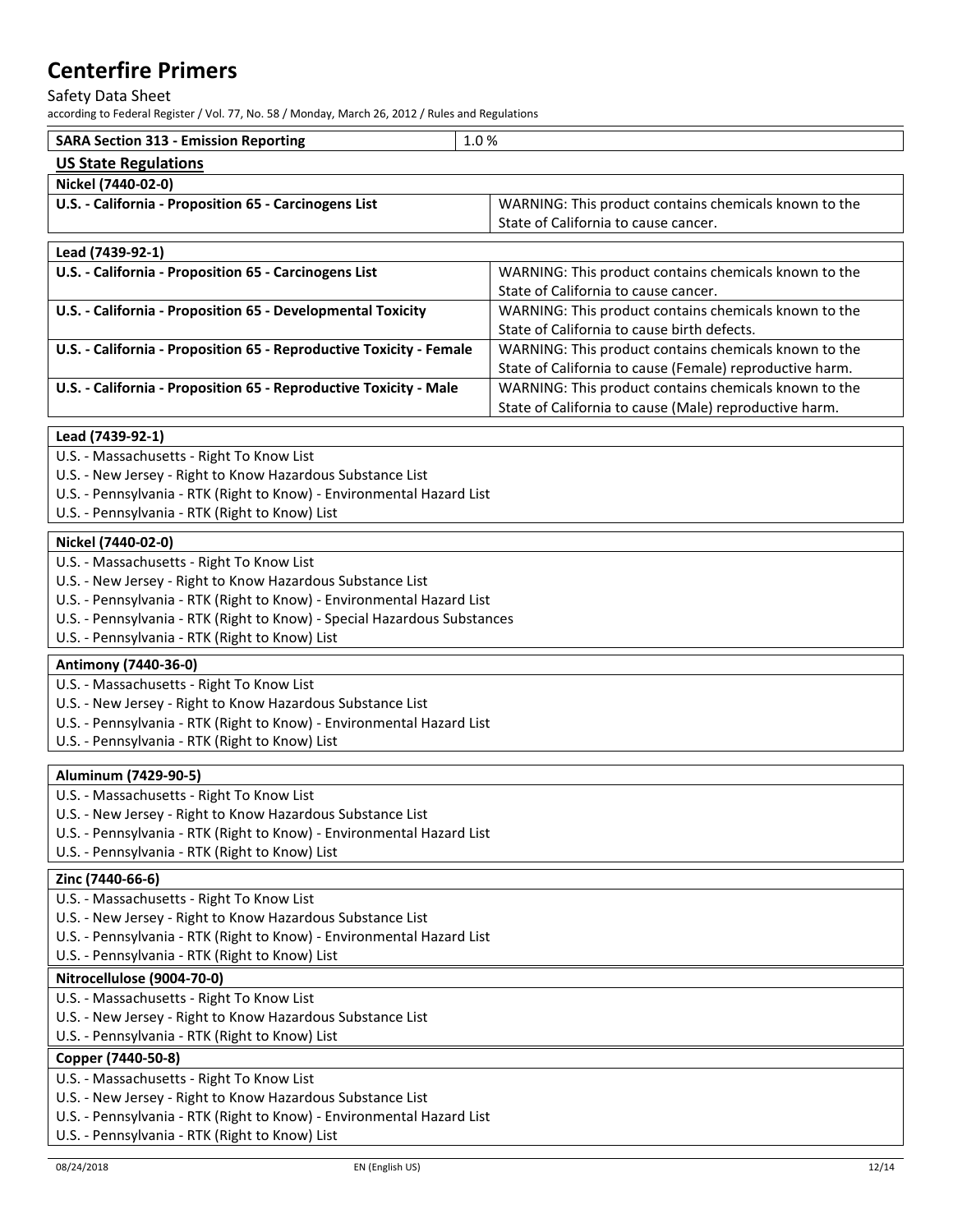| SARA Section 313 - Emission Reporting | 1.0 % |
|---|---|

## US State Regulations

| Nickel (7440-02-0) | |
|---|---|
| U.S. - California - Proposition 65 - Carcinogens List | WARNING: This product contains chemicals known to the State of California to cause cancer. |

| Lead (7439-92-1) | |
|---|---|
| U.S. - California - Proposition 65 - Carcinogens List | WARNING: This product contains chemicals known to the State of California to cause cancer. |
| U.S. - California - Proposition 65 - Developmental Toxicity | WARNING: This product contains chemicals known to the State of California to cause birth defects. |
| U.S. - California - Proposition 65 - Reproductive Toxicity - Female | WARNING: This product contains chemicals known to the State of California to cause (Female) reproductive harm. |
| U.S. - California - Proposition 65 - Reproductive Toxicity - Male | WARNING: This product contains chemicals known to the State of California to cause (Male) reproductive harm. |

**Lead (7439-92-1)**

U.S. - Massachusetts - Right To Know List
U.S. - New Jersey - Right to Know Hazardous Substance List
U.S. - Pennsylvania - RTK (Right to Know) - Environmental Hazard List
U.S. - Pennsylvania - RTK (Right to Know) List

**Nickel (7440-02-0)**

U.S. - Massachusetts - Right To Know List
U.S. - New Jersey - Right to Know Hazardous Substance List
U.S. - Pennsylvania - RTK (Right to Know) - Environmental Hazard List
U.S. - Pennsylvania - RTK (Right to Know) - Special Hazardous Substances
U.S. - Pennsylvania - RTK (Right to Know) List

**Antimony (7440-36-0)**

U.S. - Massachusetts - Right To Know List
U.S. - New Jersey - Right to Know Hazardous Substance List
U.S. - Pennsylvania - RTK (Right to Know) - Environmental Hazard List
U.S. - Pennsylvania - RTK (Right to Know) List

**Aluminum (7429-90-5)**

U.S. - Massachusetts - Right To Know List
U.S. - New Jersey - Right to Know Hazardous Substance List
U.S. - Pennsylvania - RTK (Right to Know) - Environmental Hazard List
U.S. - Pennsylvania - RTK (Right to Know) List

**Zinc (7440-66-6)**

U.S. - Massachusetts - Right To Know List
U.S. - New Jersey - Right to Know Hazardous Substance List
U.S. - Pennsylvania - RTK (Right to Know) - Environmental Hazard List
U.S. - Pennsylvania - RTK (Right to Know) List

**Nitrocellulose (9004-70-0)**

U.S. - Massachusetts - Right To Know List
U.S. - New Jersey - Right to Know Hazardous Substance List
U.S. - Pennsylvania - RTK (Right to Know) List

**Copper (7440-50-8)**

U.S. - Massachusetts - Right To Know List
U.S. - New Jersey - Right to Know Hazardous Substance List
U.S. - Pennsylvania - RTK (Right to Know) - Environmental Hazard List
U.S. - Pennsylvania - RTK (Right to Know) List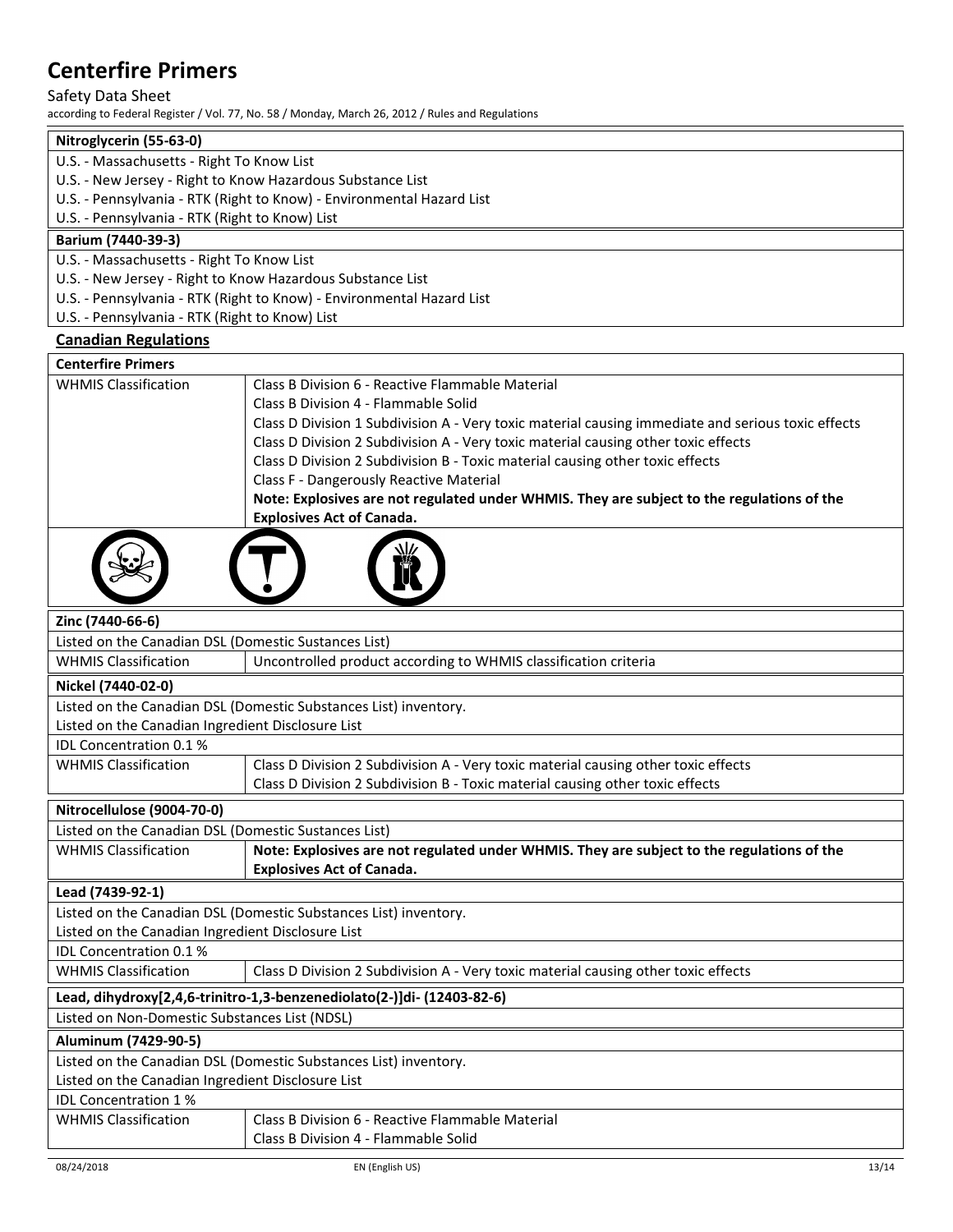| Nitroglycerin (55-63-0) |
|---|
| U.S. - Massachusetts - Right To Know List |
| U.S. - New Jersey - Right to Know Hazardous Substance List |
| U.S. - Pennsylvania - RTK (Right to Know) - Environmental Hazard List |
| U.S. - Pennsylvania - RTK (Right to Know) List |

| Barium (7440-39-3) |
|---|
| U.S. - Massachusetts - Right To Know List |
| U.S. - New Jersey - Right to Know Hazardous Substance List |
| U.S. - Pennsylvania - RTK (Right to Know) - Environmental Hazard List |
| U.S. - Pennsylvania - RTK (Right to Know) List |

## Canadian Regulations

| Centerfire Primers | |
|---|---|
| WHMIS Classification | Class B Division 6 - Reactive Flammable Material<br>Class B Division 4 - Flammable Solid<br>Class D Division 1 Subdivision A - Very toxic material causing immediate and serious toxic effects<br>Class D Division 2 Subdivision A - Very toxic material causing other toxic effects<br>Class D Division 2 Subdivision B - Toxic material causing other toxic effects<br>Class F - Dangerously Reactive Material<br>**Note: Explosives are not regulated under WHMIS. They are subject to the regulations of the Explosives Act of Canada.** |

| Zinc (7440-66-6) | |
|---|---|
| Listed on the Canadian DSL (Domestic Substances List) | |
| WHMIS Classification | Uncontrolled product according to WHMIS classification criteria |

| Nickel (7440-02-0) | |
|---|---|
| Listed on the Canadian DSL (Domestic Substances List) inventory. | |
| Listed on the Canadian Ingredient Disclosure List | |
| IDL Concentration 0.1 % | |
| WHMIS Classification | Class D Division 2 Subdivision A - Very toxic material causing other toxic effects<br>Class D Division 2 Subdivision B - Toxic material causing other toxic effects |

| Nitrocellulose (9004-70-0) | |
|---|---|
| Listed on the Canadian DSL (Domestic Substances List) | |
| WHMIS Classification | **Note: Explosives are not regulated under WHMIS. They are subject to the regulations of the Explosives Act of Canada.** |

| Lead (7439-92-1) | |
|---|---|
| Listed on the Canadian DSL (Domestic Substances List) inventory. | |
| Listed on the Canadian Ingredient Disclosure List | |
| IDL Concentration 0.1 % | |
| WHMIS Classification | Class D Division 2 Subdivision A - Very toxic material causing other toxic effects |

| Lead, dihydroxy[2,4,6-trinitro-1,3-benzenediolato(2-)]di- (12403-82-6) |
|---|
| Listed on Non-Domestic Substances List (NDSL) |

| Aluminum (7429-90-5) | |
|---|---|
| Listed on the Canadian DSL (Domestic Substances List) inventory. | |
| Listed on the Canadian Ingredient Disclosure List | |
| IDL Concentration 1 % | |
| WHMIS Classification | Class B Division 6 - Reactive Flammable Material<br>Class B Division 4 - Flammable Solid |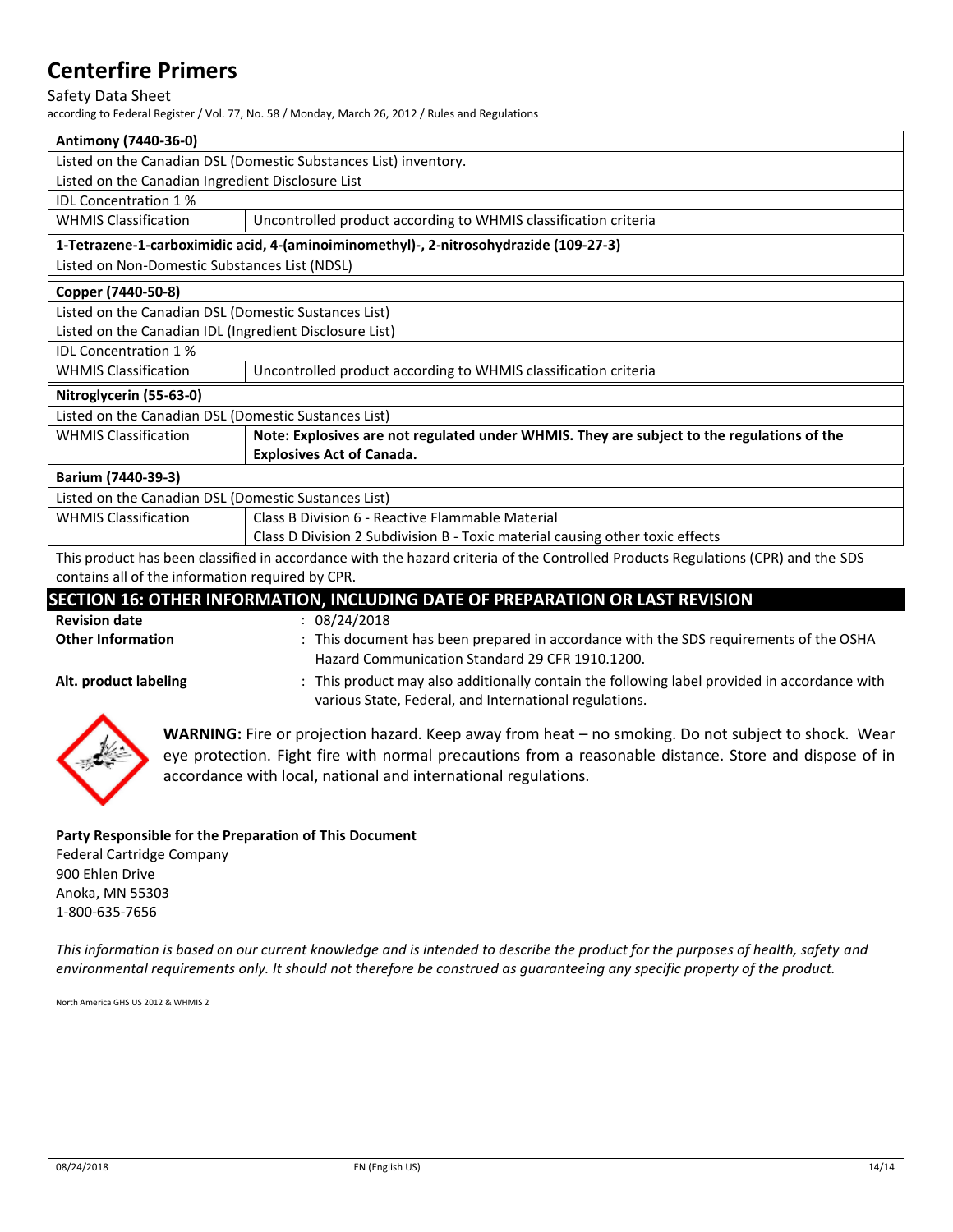| Antimony (7440-36-0) | |
|---|---|
| Listed on the Canadian DSL (Domestic Substances List) inventory. | |
| Listed on the Canadian Ingredient Disclosure List | |
| IDL Concentration 1 % | |
| WHMIS Classification | Uncontrolled product according to WHMIS classification criteria |
| **1-Tetrazene-1-carboximidic acid, 4-(aminoiminomethyl)-, 2-nitrosohydrazide (109-27-3)** | |
| Listed on Non-Domestic Substances List (NDSL) | |
| **Copper (7440-50-8)** | |
| Listed on the Canadian DSL (Domestic Substances List) | |
| Listed on the Canadian IDL (Ingredient Disclosure List) | |
| IDL Concentration 1 % | |
| WHMIS Classification | Uncontrolled product according to WHMIS classification criteria |
| **Nitroglycerin (55-63-0)** | |
| Listed on the Canadian DSL (Domestic Substances List) | |
| WHMIS Classification | **Note: Explosives are not regulated under WHMIS. They are subject to the regulations of the Explosives Act of Canada.** |
| **Barium (7440-39-3)** | |
| Listed on the Canadian DSL (Domestic Substances List) | |
| WHMIS Classification | Class B Division 6 - Reactive Flammable Material<br>Class D Division 2 Subdivision B - Toxic material causing other toxic effects |

This product has been classified in accordance with the hazard criteria of the Controlled Products Regulations (CPR) and the SDS contains all of the information required by CPR.

## SECTION 16: OTHER INFORMATION, INCLUDING DATE OF PREPARATION OR LAST REVISION

**Revision date** : 08/24/2018

**Other Information** : This document has been prepared in accordance with the SDS requirements of the OSHA Hazard Communication Standard 29 CFR 1910.1200.

**Alt. product labeling** : This product may also additionally contain the following label provided in accordance with various State, Federal, and International regulations.

**WARNING:** Fire or projection hazard. Keep away from heat – no smoking. Do not subject to shock. Wear eye protection. Fight fire with normal precautions from a reasonable distance. Store and dispose of in accordance with local, national and international regulations.

**Party Responsible for the Preparation of This Document**

Federal Cartridge Company
900 Ehlen Drive
Anoka, MN 55303
1-800-635-7656

*This information is based on our current knowledge and is intended to describe the product for the purposes of health, safety and environmental requirements only. It should not therefore be construed as guaranteeing any specific property of the product.*

North America GHS US 2012 & WHMIS 2